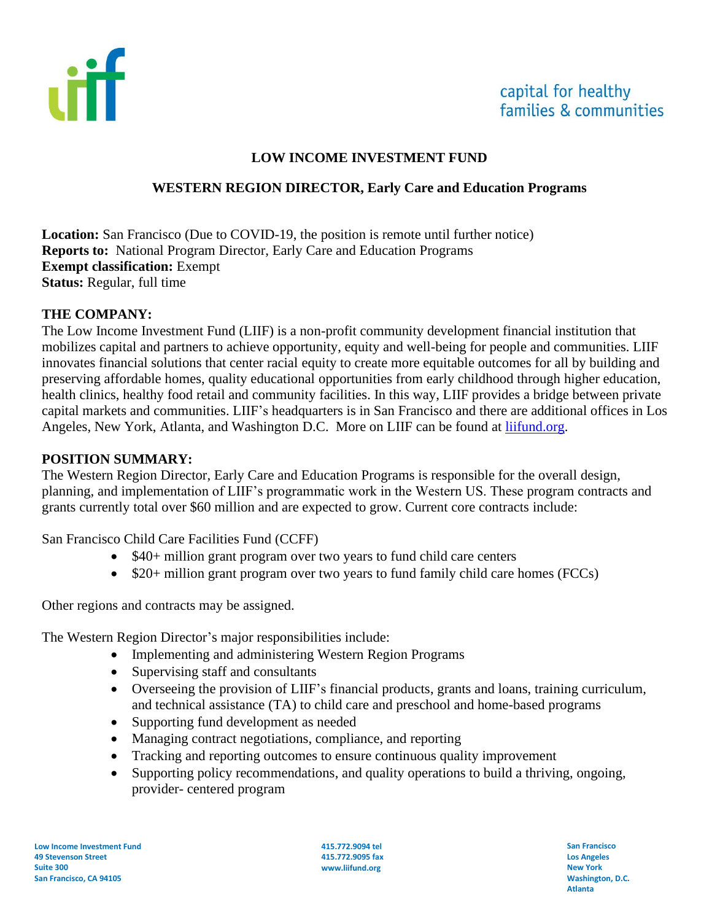capital for healthy families & communities

# LOW INCOME INVESTMENT FUND

## WESTERN REGION DIRECTOR, Early Care and Education Programs

**Location:** San Francisco (Due to COVID-19, the position is remote until further notice)
**Reports to:** National Program Director, Early Care and Education Programs
**Exempt classification:** Exempt
**Status:** Regular, full time

### THE COMPANY:

The Low Income Investment Fund (LIIF) is a non-profit community development financial institution that mobilizes capital and partners to achieve opportunity, equity and well-being for people and communities. LIIF innovates financial solutions that center racial equity to create more equitable outcomes for all by building and preserving affordable homes, quality educational opportunities from early childhood through higher education, health clinics, healthy food retail and community facilities. In this way, LIIF provides a bridge between private capital markets and communities. LIIF's headquarters is in San Francisco and there are additional offices in Los Angeles, New York, Atlanta, and Washington D.C. More on LIIF can be found at liifund.org.

### POSITION SUMMARY:

The Western Region Director, Early Care and Education Programs is responsible for the overall design, planning, and implementation of LIIF's programmatic work in the Western US. These program contracts and grants currently total over $60 million and are expected to grow. Current core contracts include:

San Francisco Child Care Facilities Fund (CCFF)

- $40+ million grant program over two years to fund child care centers
- $20+ million grant program over two years to fund family child care homes (FCCs)

Other regions and contracts may be assigned.

The Western Region Director's major responsibilities include:

- Implementing and administering Western Region Programs
- Supervising staff and consultants
- Overseeing the provision of LIIF's financial products, grants and loans, training curriculum, and technical assistance (TA) to child care and preschool and home-based programs
- Supporting fund development as needed
- Managing contract negotiations, compliance, and reporting
- Tracking and reporting outcomes to ensure continuous quality improvement
- Supporting policy recommendations, and quality operations to build a thriving, ongoing, provider- centered program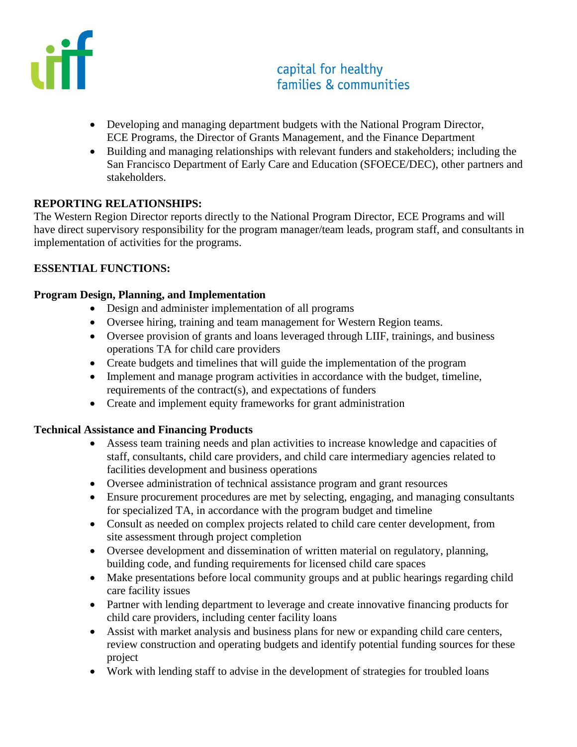- Developing and managing department budgets with the National Program Director, ECE Programs, the Director of Grants Management, and the Finance Department
- Building and managing relationships with relevant funders and stakeholders; including the San Francisco Department of Early Care and Education (SFOECE/DEC), other partners and stakeholders.

**REPORTING RELATIONSHIPS:**

The Western Region Director reports directly to the National Program Director, ECE Programs and will have direct supervisory responsibility for the program manager/team leads, program staff, and consultants in implementation of activities for the programs.

**ESSENTIAL FUNCTIONS:**

**Program Design, Planning, and Implementation**

- Design and administer implementation of all programs
- Oversee hiring, training and team management for Western Region teams.
- Oversee provision of grants and loans leveraged through LIIF, trainings, and business operations TA for child care providers
- Create budgets and timelines that will guide the implementation of the program
- Implement and manage program activities in accordance with the budget, timeline, requirements of the contract(s), and expectations of funders
- Create and implement equity frameworks for grant administration

**Technical Assistance and Financing Products**

- Assess team training needs and plan activities to increase knowledge and capacities of staff, consultants, child care providers, and child care intermediary agencies related to facilities development and business operations
- Oversee administration of technical assistance program and grant resources
- Ensure procurement procedures are met by selecting, engaging, and managing consultants for specialized TA, in accordance with the program budget and timeline
- Consult as needed on complex projects related to child care center development, from site assessment through project completion
- Oversee development and dissemination of written material on regulatory, planning, building code, and funding requirements for licensed child care spaces
- Make presentations before local community groups and at public hearings regarding child care facility issues
- Partner with lending department to leverage and create innovative financing products for child care providers, including center facility loans
- Assist with market analysis and business plans for new or expanding child care centers, review construction and operating budgets and identify potential funding sources for these project
- Work with lending staff to advise in the development of strategies for troubled loans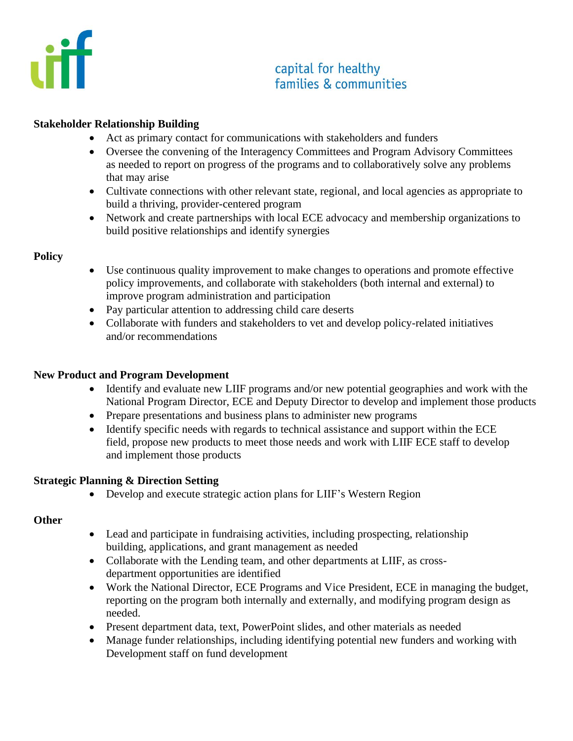**Stakeholder Relationship Building**

- Act as primary contact for communications with stakeholders and funders
- Oversee the convening of the Interagency Committees and Program Advisory Committees as needed to report on progress of the programs and to collaboratively solve any problems that may arise
- Cultivate connections with other relevant state, regional, and local agencies as appropriate to build a thriving, provider-centered program
- Network and create partnerships with local ECE advocacy and membership organizations to build positive relationships and identify synergies

**Policy**

- Use continuous quality improvement to make changes to operations and promote effective policy improvements, and collaborate with stakeholders (both internal and external) to improve program administration and participation
- Pay particular attention to addressing child care deserts
- Collaborate with funders and stakeholders to vet and develop policy-related initiatives and/or recommendations

**New Product and Program Development**

- Identify and evaluate new LIIF programs and/or new potential geographies and work with the National Program Director, ECE and Deputy Director to develop and implement those products
- Prepare presentations and business plans to administer new programs
- Identify specific needs with regards to technical assistance and support within the ECE field, propose new products to meet those needs and work with LIIF ECE staff to develop and implement those products

**Strategic Planning & Direction Setting**

- Develop and execute strategic action plans for LIIF's Western Region

**Other**

- Lead and participate in fundraising activities, including prospecting, relationship building, applications, and grant management as needed
- Collaborate with the Lending team, and other departments at LIIF, as cross-department opportunities are identified
- Work the National Director, ECE Programs and Vice President, ECE in managing the budget, reporting on the program both internally and externally, and modifying program design as needed.
- Present department data, text, PowerPoint slides, and other materials as needed
- Manage funder relationships, including identifying potential new funders and working with Development staff on fund development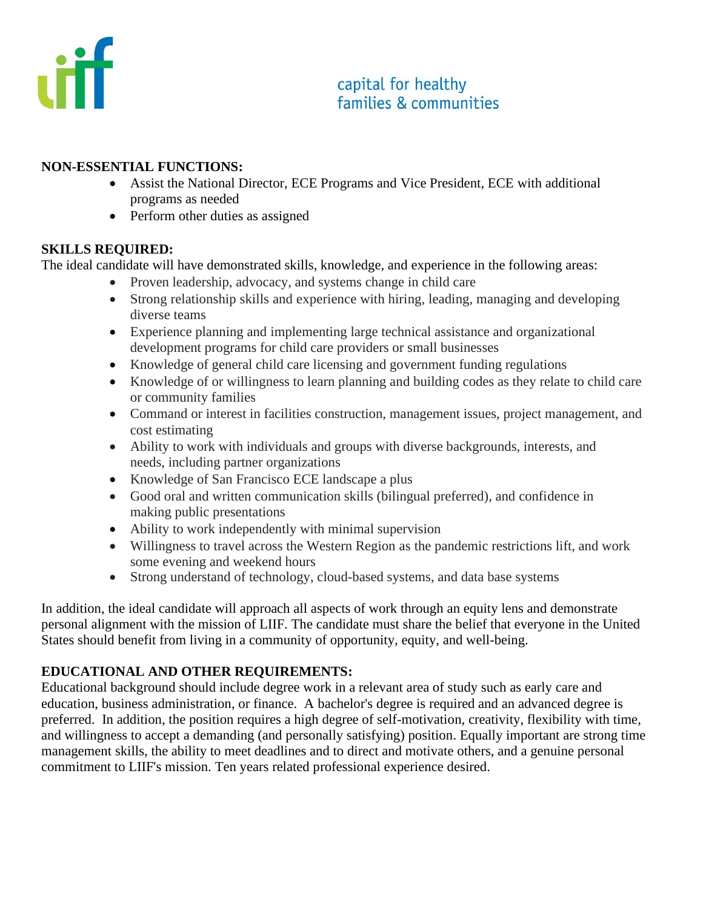**NON-ESSENTIAL FUNCTIONS:**

- Assist the National Director, ECE Programs and Vice President, ECE with additional programs as needed
- Perform other duties as assigned

**SKILLS REQUIRED:**

The ideal candidate will have demonstrated skills, knowledge, and experience in the following areas:

- Proven leadership, advocacy, and systems change in child care
- Strong relationship skills and experience with hiring, leading, managing and developing diverse teams
- Experience planning and implementing large technical assistance and organizational development programs for child care providers or small businesses
- Knowledge of general child care licensing and government funding regulations
- Knowledge of or willingness to learn planning and building codes as they relate to child care or community families
- Command or interest in facilities construction, management issues, project management, and cost estimating
- Ability to work with individuals and groups with diverse backgrounds, interests, and needs, including partner organizations
- Knowledge of San Francisco ECE landscape a plus
- Good oral and written communication skills (bilingual preferred), and confidence in making public presentations
- Ability to work independently with minimal supervision
- Willingness to travel across the Western Region as the pandemic restrictions lift, and work some evening and weekend hours
- Strong understand of technology, cloud-based systems, and data base systems

In addition, the ideal candidate will approach all aspects of work through an equity lens and demonstrate personal alignment with the mission of LIIF. The candidate must share the belief that everyone in the United States should benefit from living in a community of opportunity, equity, and well-being.

**EDUCATIONAL AND OTHER REQUIREMENTS:**

Educational background should include degree work in a relevant area of study such as early care and education, business administration, or finance. A bachelor's degree is required and an advanced degree is preferred. In addition, the position requires a high degree of self-motivation, creativity, flexibility with time, and willingness to accept a demanding (and personally satisfying) position. Equally important are strong time management skills, the ability to meet deadlines and to direct and motivate others, and a genuine personal commitment to LIIF's mission. Ten years related professional experience desired.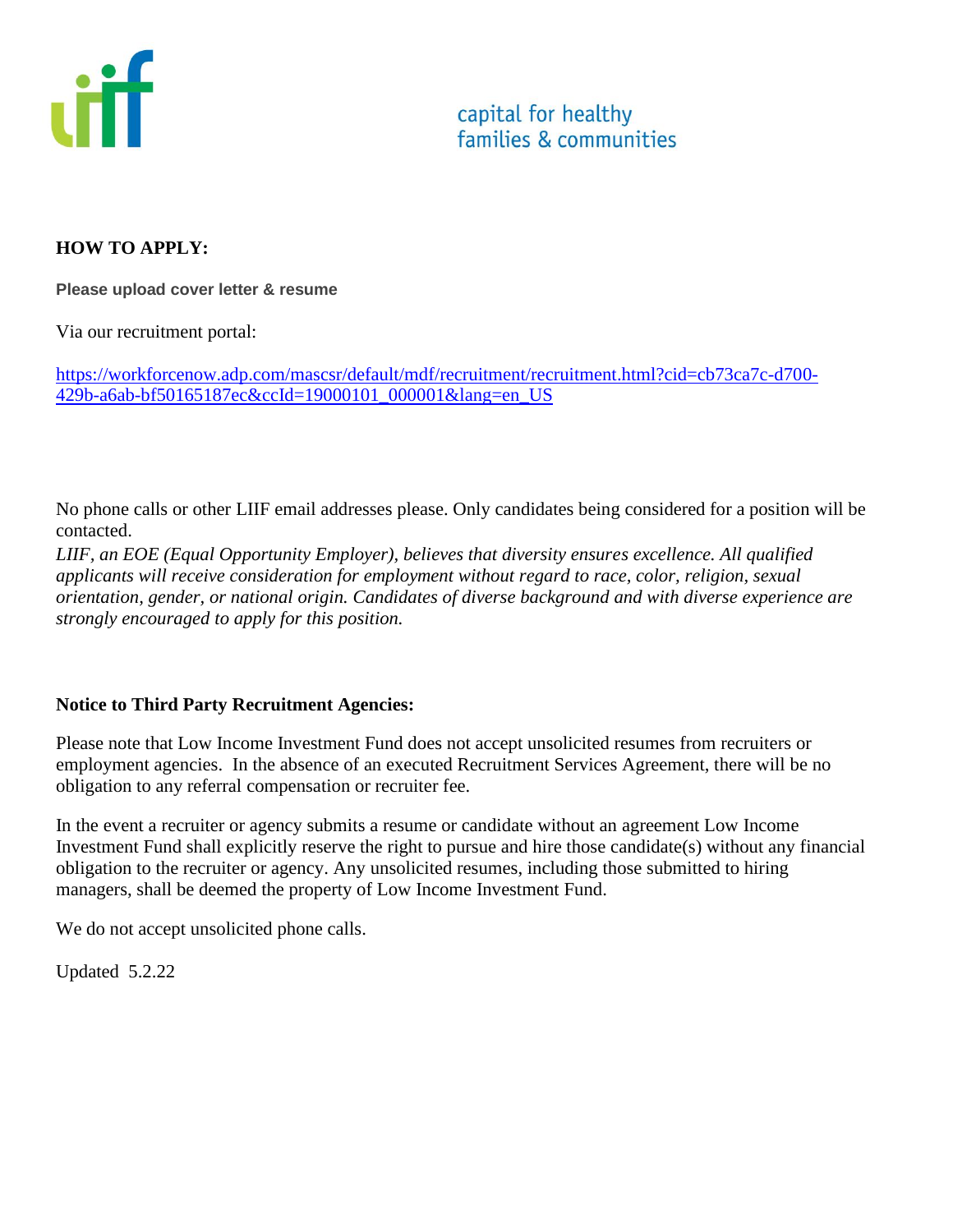capital for healthy
families & communities

**HOW TO APPLY:**

**Please upload cover letter & resume**

Via our recruitment portal:

[https://workforcenow.adp.com/mascsr/default/mdf/recruitment/recruitment.html?cid=cb73ca7c-d700-429b-a6ab-bf50165187ec&ccId=19000101_000001&lang=en_US](https://workforcenow.adp.com/mascsr/default/mdf/recruitment/recruitment.html?cid=cb73ca7c-d700-429b-a6ab-bf50165187ec&ccId=19000101_000001&lang=en_US)

No phone calls or other LIIF email addresses please. Only candidates being considered for a position will be contacted.

*LIIF, an EOE (Equal Opportunity Employer), believes that diversity ensures excellence. All qualified applicants will receive consideration for employment without regard to race, color, religion, sexual orientation, gender, or national origin. Candidates of diverse background and with diverse experience are strongly encouraged to apply for this position.*

**Notice to Third Party Recruitment Agencies:**

Please note that Low Income Investment Fund does not accept unsolicited resumes from recruiters or employment agencies. In the absence of an executed Recruitment Services Agreement, there will be no obligation to any referral compensation or recruiter fee.

In the event a recruiter or agency submits a resume or candidate without an agreement Low Income Investment Fund shall explicitly reserve the right to pursue and hire those candidate(s) without any financial obligation to the recruiter or agency. Any unsolicited resumes, including those submitted to hiring managers, shall be deemed the property of Low Income Investment Fund.

We do not accept unsolicited phone calls.

Updated 5.2.22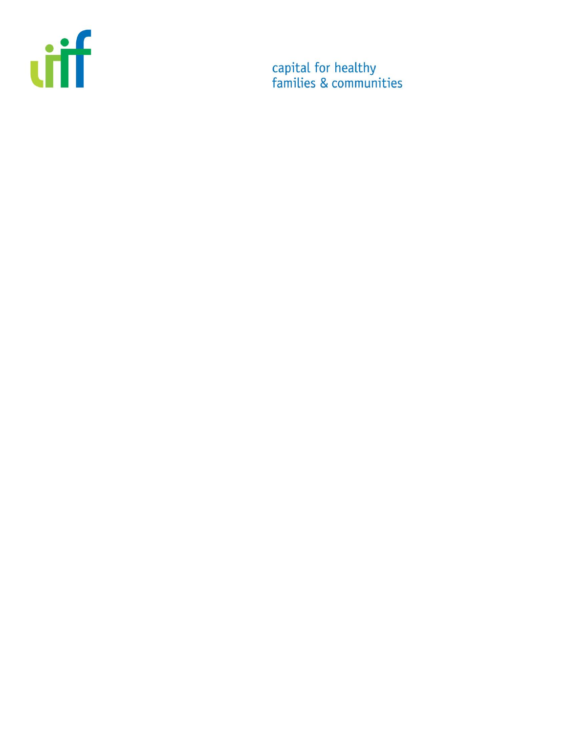capital for healthy
families & communities